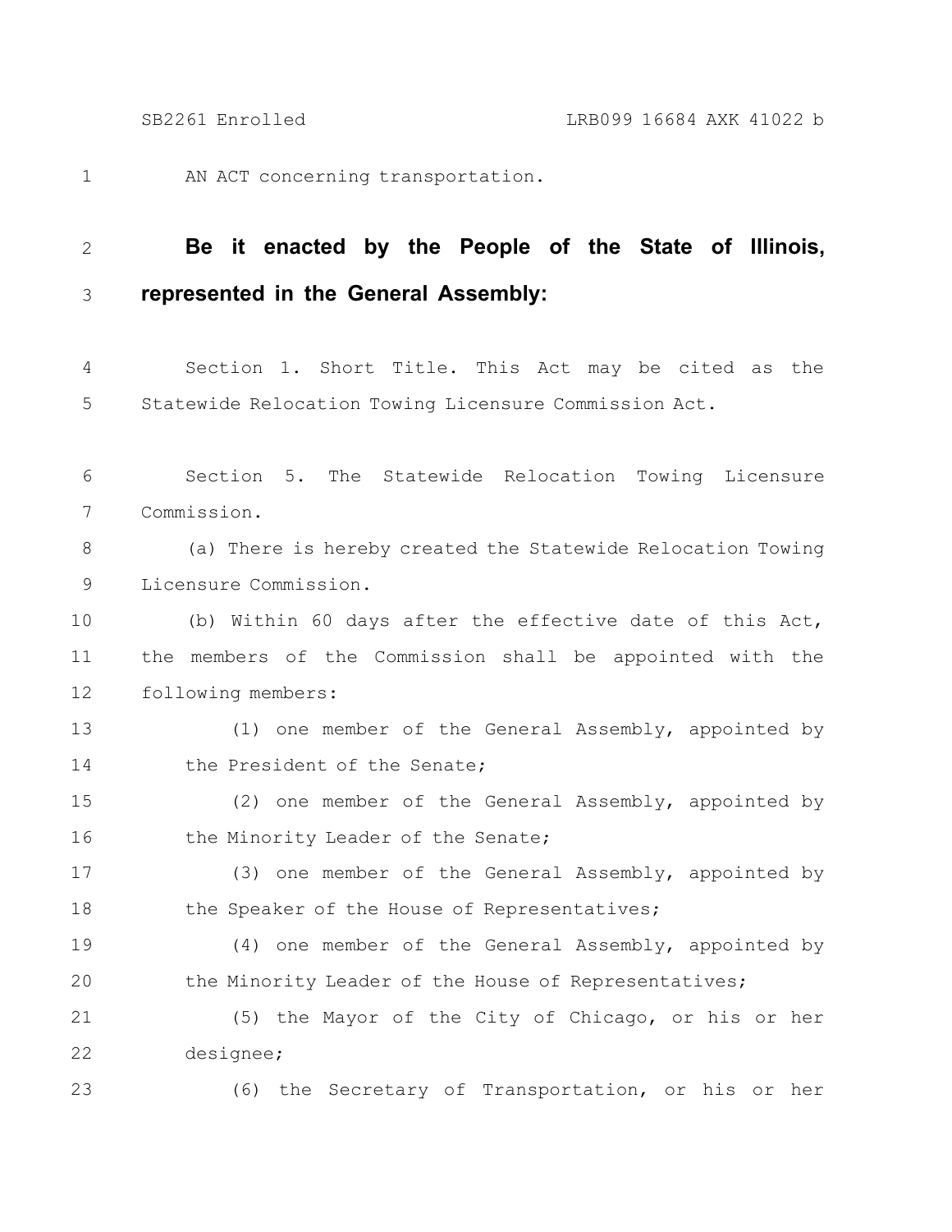AN ACT concerning transportation.

**Be it enacted by the People of the State of Illinois, represented in the General Assembly:**

Section 1. Short Title. This Act may be cited as the Statewide Relocation Towing Licensure Commission Act.

Section 5. The Statewide Relocation Towing Licensure Commission.

(a) There is hereby created the Statewide Relocation Towing Licensure Commission.

(b) Within 60 days after the effective date of this Act, the members of the Commission shall be appointed with the following members:

(1) one member of the General Assembly, appointed by the President of the Senate;

(2) one member of the General Assembly, appointed by the Minority Leader of the Senate;

(3) one member of the General Assembly, appointed by the Speaker of the House of Representatives;

(4) one member of the General Assembly, appointed by the Minority Leader of the House of Representatives;

(5) the Mayor of the City of Chicago, or his or her designee;

(6) the Secretary of Transportation, or his or her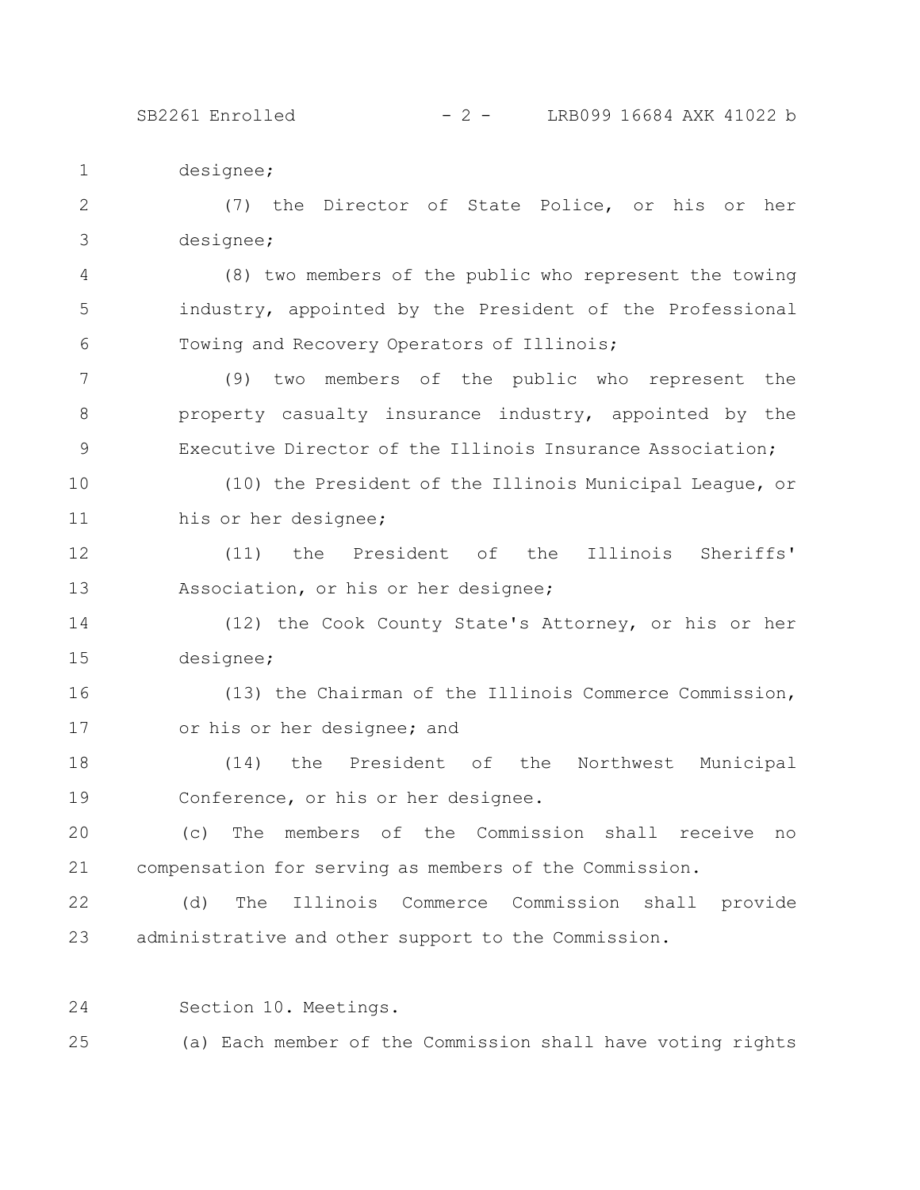designee;

(7) the Director of State Police, or his or her designee;

(8) two members of the public who represent the towing industry, appointed by the President of the Professional Towing and Recovery Operators of Illinois;

(9) two members of the public who represent the property casualty insurance industry, appointed by the Executive Director of the Illinois Insurance Association;

(10) the President of the Illinois Municipal League, or his or her designee;

(11) the President of the Illinois Sheriffs' Association, or his or her designee;

(12) the Cook County State's Attorney, or his or her designee;

(13) the Chairman of the Illinois Commerce Commission, or his or her designee; and

(14) the President of the Northwest Municipal Conference, or his or her designee.

(c) The members of the Commission shall receive no compensation for serving as members of the Commission.

(d) The Illinois Commerce Commission shall provide administrative and other support to the Commission.

Section 10. Meetings.

(a) Each member of the Commission shall have voting rights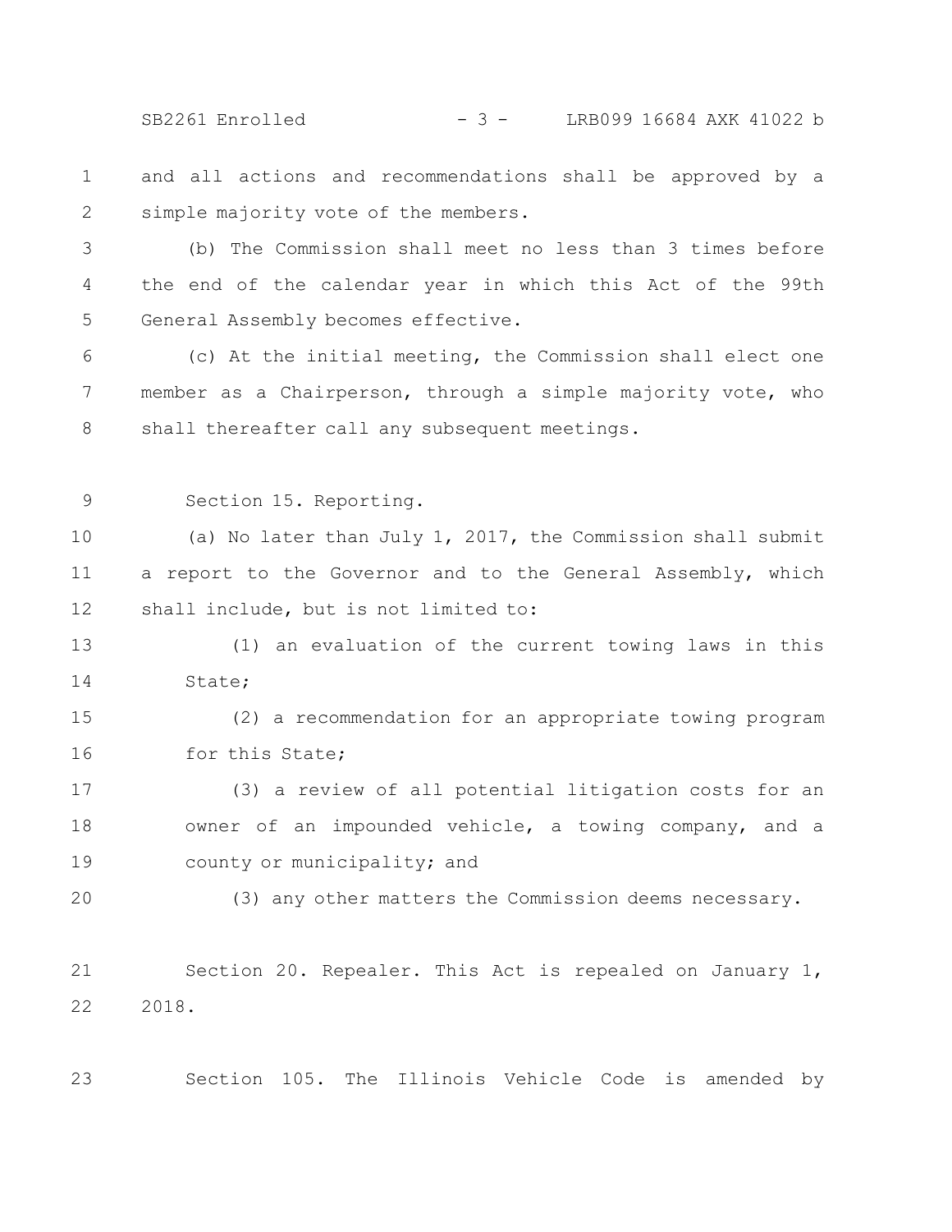and all actions and recommendations shall be approved by a simple majority vote of the members.

(b) The Commission shall meet no less than 3 times before the end of the calendar year in which this Act of the 99th General Assembly becomes effective.

(c) At the initial meeting, the Commission shall elect one member as a Chairperson, through a simple majority vote, who shall thereafter call any subsequent meetings.

Section 15. Reporting.

(a) No later than July 1, 2017, the Commission shall submit a report to the Governor and to the General Assembly, which shall include, but is not limited to:

(1) an evaluation of the current towing laws in this State;

(2) a recommendation for an appropriate towing program for this State;

(3) a review of all potential litigation costs for an owner of an impounded vehicle, a towing company, and a county or municipality; and

(3) any other matters the Commission deems necessary.

Section 20. Repealer. This Act is repealed on January 1, 2018.

Section 105. The Illinois Vehicle Code is amended by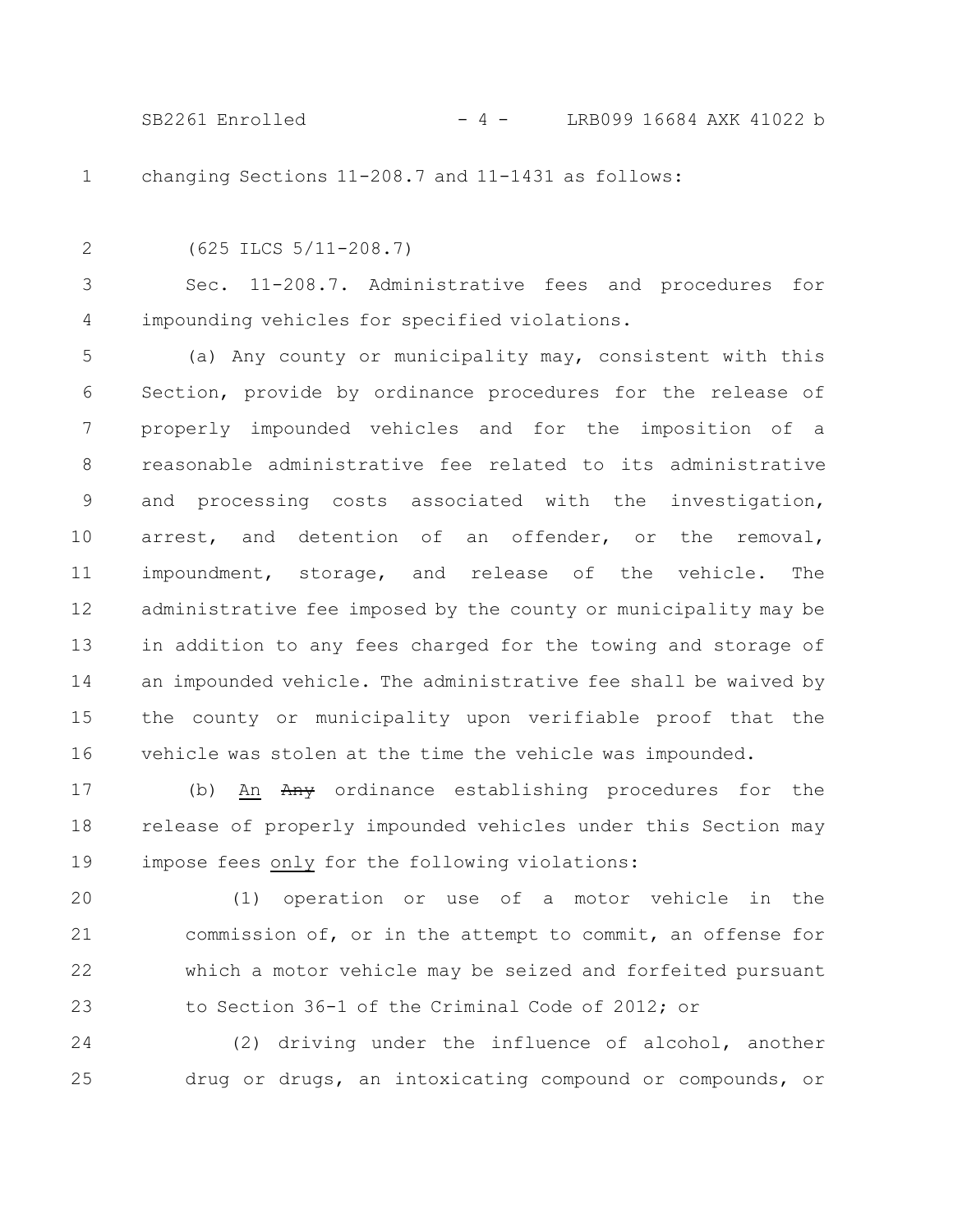changing Sections 11-208.7 and 11-1431 as follows:

(625 ILCS 5/11-208.7)

Sec. 11-208.7. Administrative fees and procedures for impounding vehicles for specified violations.

(a) Any county or municipality may, consistent with this Section, provide by ordinance procedures for the release of properly impounded vehicles and for the imposition of a reasonable administrative fee related to its administrative and processing costs associated with the investigation, arrest, and detention of an offender, or the removal, impoundment, storage, and release of the vehicle. The administrative fee imposed by the county or municipality may be in addition to any fees charged for the towing and storage of an impounded vehicle. The administrative fee shall be waived by the county or municipality upon verifiable proof that the vehicle was stolen at the time the vehicle was impounded.

(b) <u>An</u> ~~Any~~ ordinance establishing procedures for the release of properly impounded vehicles under this Section may impose fees <u>only</u> for the following violations:

(1) operation or use of a motor vehicle in the commission of, or in the attempt to commit, an offense for which a motor vehicle may be seized and forfeited pursuant to Section 36-1 of the Criminal Code of 2012; or

(2) driving under the influence of alcohol, another drug or drugs, an intoxicating compound or compounds, or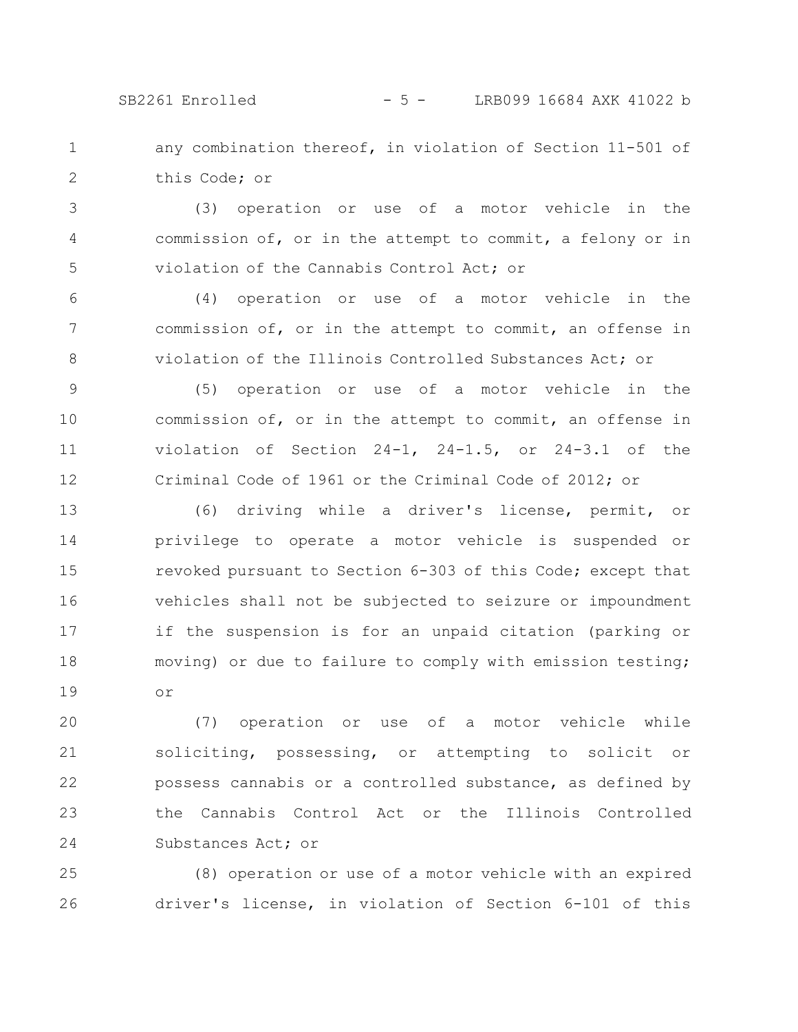any combination thereof, in violation of Section 11-501 of this Code; or

(3) operation or use of a motor vehicle in the commission of, or in the attempt to commit, a felony or in violation of the Cannabis Control Act; or

(4) operation or use of a motor vehicle in the commission of, or in the attempt to commit, an offense in violation of the Illinois Controlled Substances Act; or

(5) operation or use of a motor vehicle in the commission of, or in the attempt to commit, an offense in violation of Section 24-1, 24-1.5, or 24-3.1 of the Criminal Code of 1961 or the Criminal Code of 2012; or

(6) driving while a driver's license, permit, or privilege to operate a motor vehicle is suspended or revoked pursuant to Section 6-303 of this Code; except that vehicles shall not be subjected to seizure or impoundment if the suspension is for an unpaid citation (parking or moving) or due to failure to comply with emission testing; or

(7) operation or use of a motor vehicle while soliciting, possessing, or attempting to solicit or possess cannabis or a controlled substance, as defined by the Cannabis Control Act or the Illinois Controlled Substances Act; or

(8) operation or use of a motor vehicle with an expired driver's license, in violation of Section 6-101 of this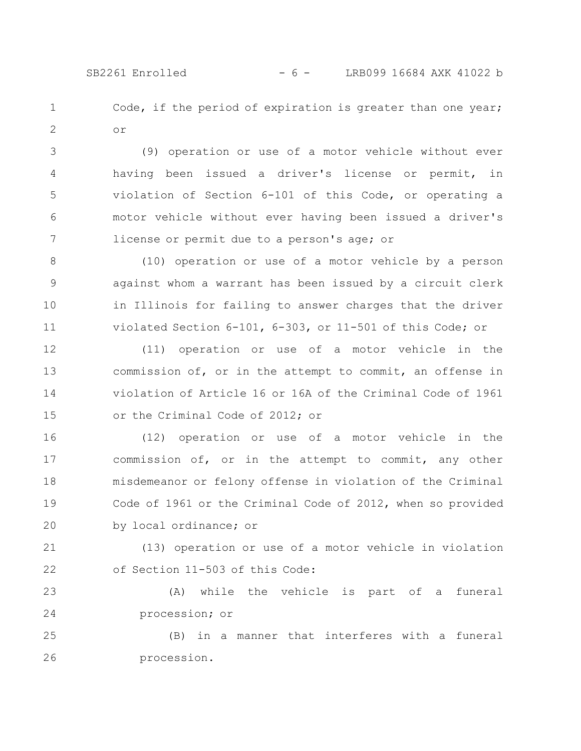Code, if the period of expiration is greater than one year; or

(9) operation or use of a motor vehicle without ever having been issued a driver's license or permit, in violation of Section 6-101 of this Code, or operating a motor vehicle without ever having been issued a driver's license or permit due to a person's age; or

(10) operation or use of a motor vehicle by a person against whom a warrant has been issued by a circuit clerk in Illinois for failing to answer charges that the driver violated Section 6-101, 6-303, or 11-501 of this Code; or

(11) operation or use of a motor vehicle in the commission of, or in the attempt to commit, an offense in violation of Article 16 or 16A of the Criminal Code of 1961 or the Criminal Code of 2012; or

(12) operation or use of a motor vehicle in the commission of, or in the attempt to commit, any other misdemeanor or felony offense in violation of the Criminal Code of 1961 or the Criminal Code of 2012, when so provided by local ordinance; or

(13) operation or use of a motor vehicle in violation of Section 11-503 of this Code:

(A) while the vehicle is part of a funeral procession; or

(B) in a manner that interferes with a funeral procession.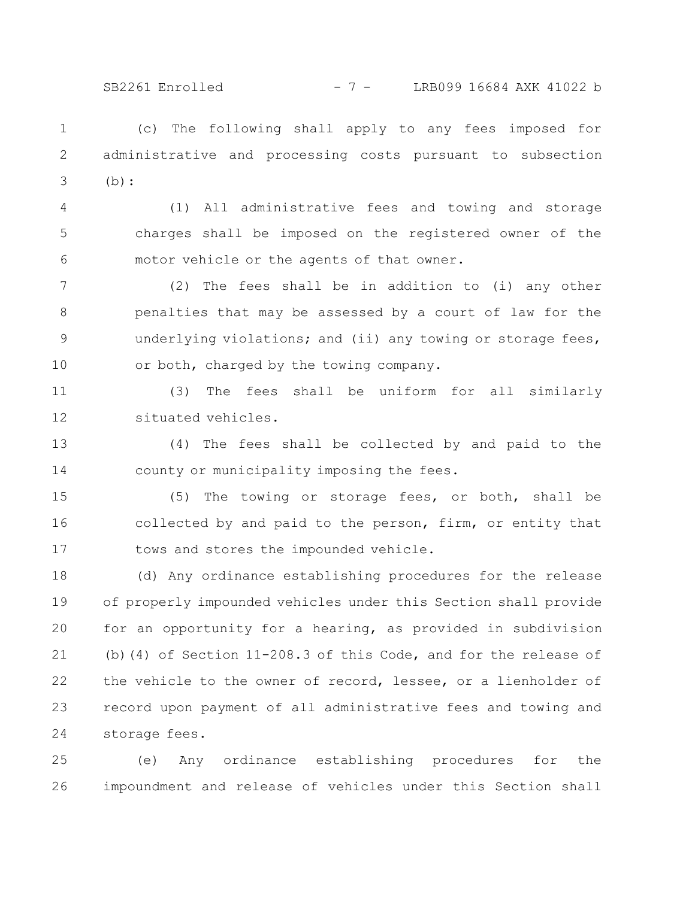(c) The following shall apply to any fees imposed for administrative and processing costs pursuant to subsection (b):

(1) All administrative fees and towing and storage charges shall be imposed on the registered owner of the motor vehicle or the agents of that owner.

(2) The fees shall be in addition to (i) any other penalties that may be assessed by a court of law for the underlying violations; and (ii) any towing or storage fees, or both, charged by the towing company.

(3) The fees shall be uniform for all similarly situated vehicles.

(4) The fees shall be collected by and paid to the county or municipality imposing the fees.

(5) The towing or storage fees, or both, shall be collected by and paid to the person, firm, or entity that tows and stores the impounded vehicle.

(d) Any ordinance establishing procedures for the release of properly impounded vehicles under this Section shall provide for an opportunity for a hearing, as provided in subdivision (b)(4) of Section 11-208.3 of this Code, and for the release of the vehicle to the owner of record, lessee, or a lienholder of record upon payment of all administrative fees and towing and storage fees.

(e) Any ordinance establishing procedures for the impoundment and release of vehicles under this Section shall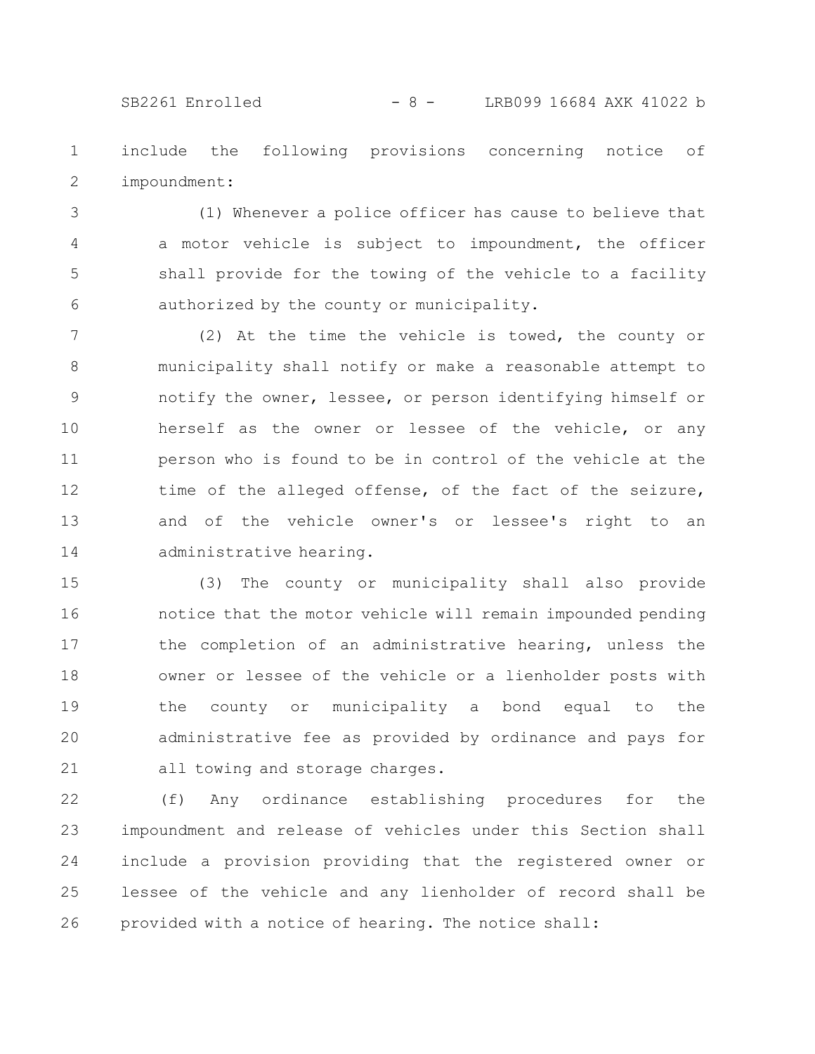include the following provisions concerning notice of impoundment:

(1) Whenever a police officer has cause to believe that a motor vehicle is subject to impoundment, the officer shall provide for the towing of the vehicle to a facility authorized by the county or municipality.

(2) At the time the vehicle is towed, the county or municipality shall notify or make a reasonable attempt to notify the owner, lessee, or person identifying himself or herself as the owner or lessee of the vehicle, or any person who is found to be in control of the vehicle at the time of the alleged offense, of the fact of the seizure, and of the vehicle owner's or lessee's right to an administrative hearing.

(3) The county or municipality shall also provide notice that the motor vehicle will remain impounded pending the completion of an administrative hearing, unless the owner or lessee of the vehicle or a lienholder posts with the county or municipality a bond equal to the administrative fee as provided by ordinance and pays for all towing and storage charges.

(f) Any ordinance establishing procedures for the impoundment and release of vehicles under this Section shall include a provision providing that the registered owner or lessee of the vehicle and any lienholder of record shall be provided with a notice of hearing. The notice shall: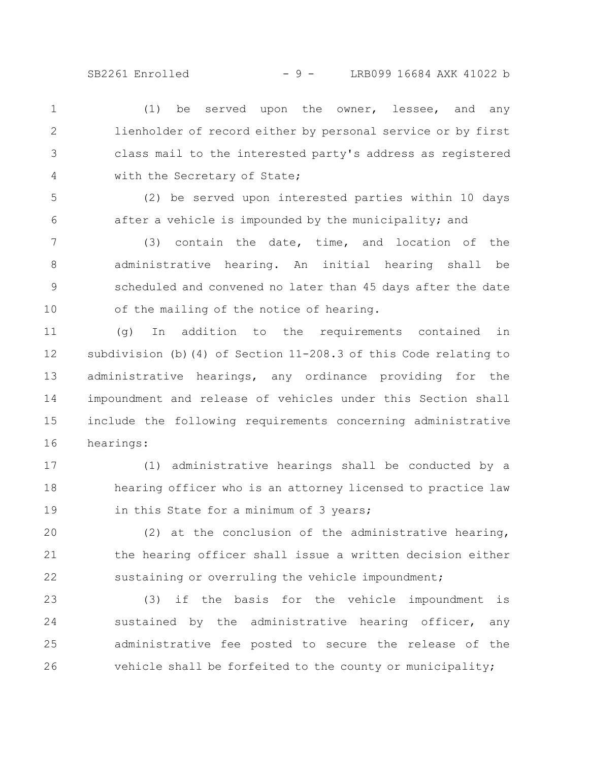(1) be served upon the owner, lessee, and any lienholder of record either by personal service or by first class mail to the interested party's address as registered with the Secretary of State;

(2) be served upon interested parties within 10 days after a vehicle is impounded by the municipality; and

(3) contain the date, time, and location of the administrative hearing. An initial hearing shall be scheduled and convened no later than 45 days after the date of the mailing of the notice of hearing.

(g) In addition to the requirements contained in subdivision (b)(4) of Section 11-208.3 of this Code relating to administrative hearings, any ordinance providing for the impoundment and release of vehicles under this Section shall include the following requirements concerning administrative hearings:

(1) administrative hearings shall be conducted by a hearing officer who is an attorney licensed to practice law in this State for a minimum of 3 years;

(2) at the conclusion of the administrative hearing, the hearing officer shall issue a written decision either sustaining or overruling the vehicle impoundment;

(3) if the basis for the vehicle impoundment is sustained by the administrative hearing officer, any administrative fee posted to secure the release of the vehicle shall be forfeited to the county or municipality;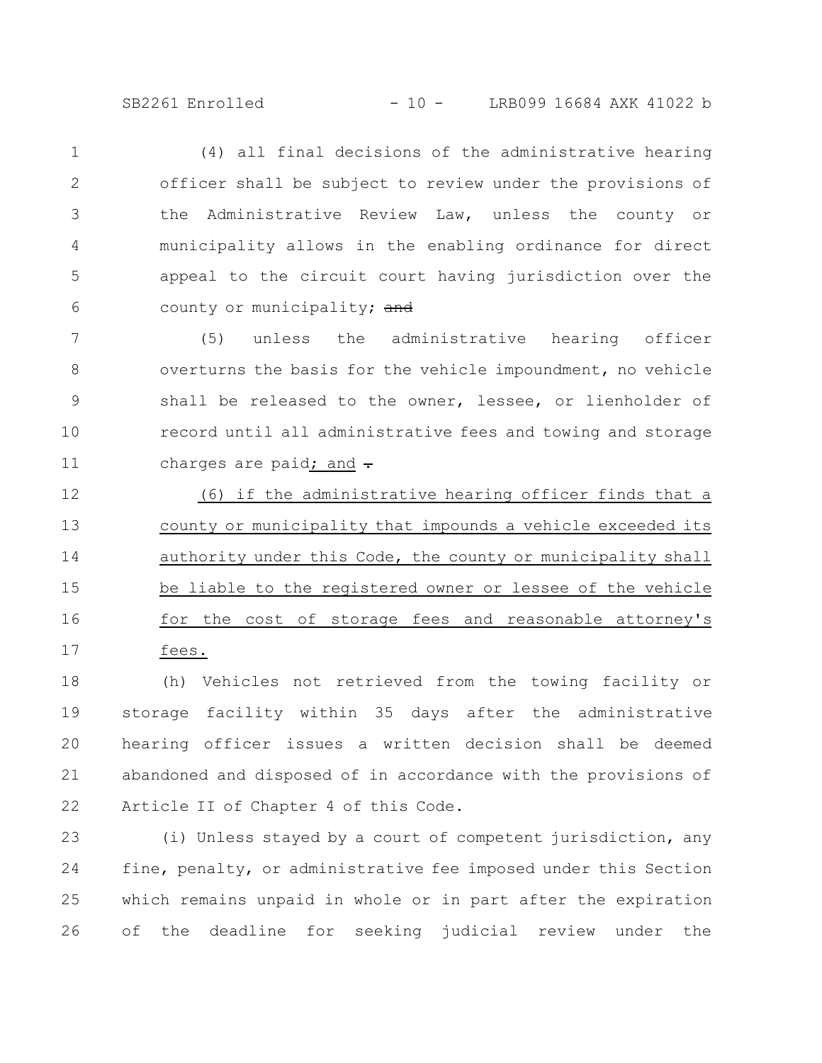(4) all final decisions of the administrative hearing officer shall be subject to review under the provisions of the Administrative Review Law, unless the county or municipality allows in the enabling ordinance for direct appeal to the circuit court having jurisdiction over the county or municipality; ~~and~~

(5) unless the administrative hearing officer overturns the basis for the vehicle impoundment, no vehicle shall be released to the owner, lessee, or lienholder of record until all administrative fees and towing and storage charges are paid<u>; and</u> ~~.~~

<u>(6) if the administrative hearing officer finds that a county or municipality that impounds a vehicle exceeded its authority under this Code, the county or municipality shall be liable to the registered owner or lessee of the vehicle for the cost of storage fees and reasonable attorney's fees.</u>

(h) Vehicles not retrieved from the towing facility or storage facility within 35 days after the administrative hearing officer issues a written decision shall be deemed abandoned and disposed of in accordance with the provisions of Article II of Chapter 4 of this Code.

(i) Unless stayed by a court of competent jurisdiction, any fine, penalty, or administrative fee imposed under this Section which remains unpaid in whole or in part after the expiration of the deadline for seeking judicial review under the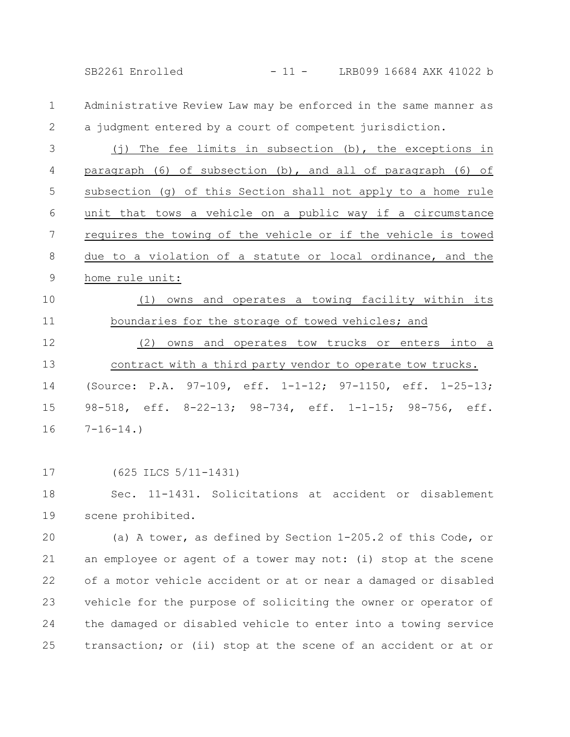Administrative Review Law may be enforced in the same manner as a judgment entered by a court of competent jurisdiction.

<u>(j) The fee limits in subsection (b), the exceptions in paragraph (6) of subsection (b), and all of paragraph (6) of subsection (g) of this Section shall not apply to a home rule unit that tows a vehicle on a public way if a circumstance requires the towing of the vehicle or if the vehicle is towed due to a violation of a statute or local ordinance, and the home rule unit:</u>

<u>(1) owns and operates a towing facility within its boundaries for the storage of towed vehicles; and</u>

<u>(2) owns and operates tow trucks or enters into a contract with a third party vendor to operate tow trucks.</u>

(Source: P.A. 97-109, eff. 1-1-12; 97-1150, eff. 1-25-13; 98-518, eff. 8-22-13; 98-734, eff. 1-1-15; 98-756, eff. 7-16-14.)

(625 ILCS 5/11-1431)

Sec. 11-1431. Solicitations at accident or disablement scene prohibited.

(a) A tower, as defined by Section 1-205.2 of this Code, or an employee or agent of a tower may not: (i) stop at the scene of a motor vehicle accident or at or near a damaged or disabled vehicle for the purpose of soliciting the owner or operator of the damaged or disabled vehicle to enter into a towing service transaction; or (ii) stop at the scene of an accident or at or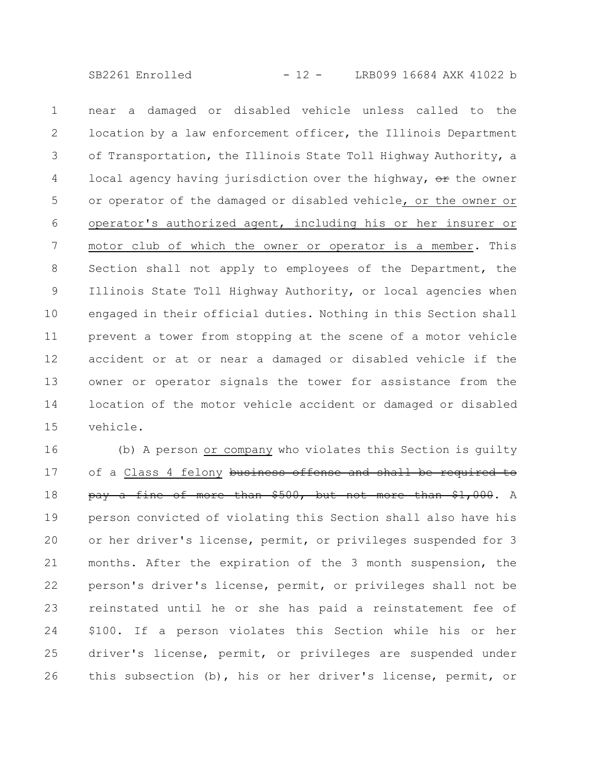near a damaged or disabled vehicle unless called to the location by a law enforcement officer, the Illinois Department of Transportation, the Illinois State Toll Highway Authority, a local agency having jurisdiction over the highway, ~~or~~ the owner or operator of the damaged or disabled vehicle<u>, or the owner or operator's authorized agent, including his or her insurer or motor club of which the owner or operator is a member</u>. This Section shall not apply to employees of the Department, the Illinois State Toll Highway Authority, or local agencies when engaged in their official duties. Nothing in this Section shall prevent a tower from stopping at the scene of a motor vehicle accident or at or near a damaged or disabled vehicle if the owner or operator signals the tower for assistance from the location of the motor vehicle accident or damaged or disabled vehicle.

(b) A person <u>or company</u> who violates this Section is guilty of a <u>Class 4 felony</u> ~~business offense and shall be required to pay a fine of more than $500, but not more than $1,000~~. A person convicted of violating this Section shall also have his or her driver's license, permit, or privileges suspended for 3 months. After the expiration of the 3 month suspension, the person's driver's license, permit, or privileges shall not be reinstated until he or she has paid a reinstatement fee of $100. If a person violates this Section while his or her driver's license, permit, or privileges are suspended under this subsection (b), his or her driver's license, permit, or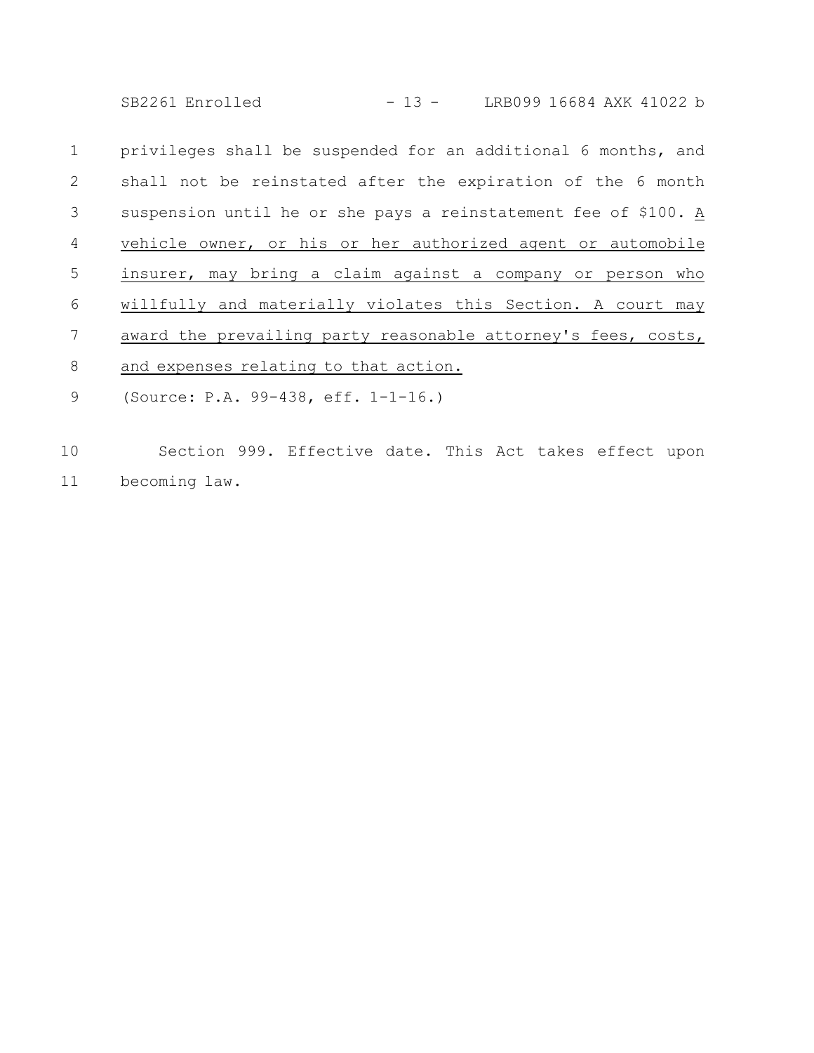privileges shall be suspended for an additional 6 months, and shall not be reinstated after the expiration of the 6 month suspension until he or she pays a reinstatement fee of $100. A vehicle owner, or his or her authorized agent or automobile insurer, may bring a claim against a company or person who willfully and materially violates this Section. A court may award the prevailing party reasonable attorney's fees, costs, and expenses relating to that action.

(Source: P.A. 99-438, eff. 1-1-16.)

Section 999. Effective date. This Act takes effect upon becoming law.